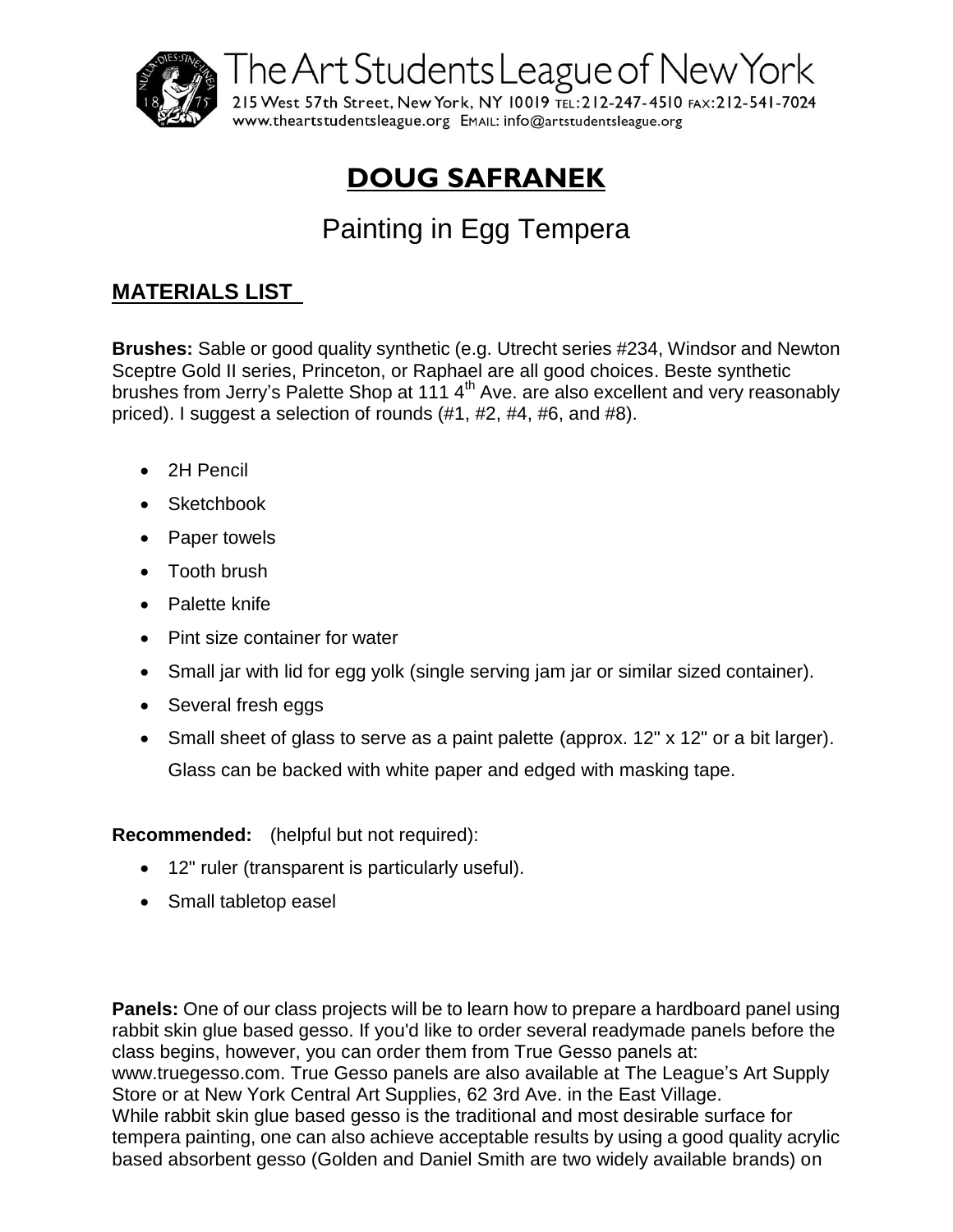The Art Students League of New York

215 West 57th Street, New York, NY 10019 TEL: 212-247-4510 FAX: 212-541-7024
www.theartstudentsleague.org EMAIL: info@artstudentsleague.org

# DOUG SAFRANEK

## Painting in Egg Tempera

### MATERIALS LIST

**Brushes:** Sable or good quality synthetic (e.g. Utrecht series #234, Windsor and Newton Sceptre Gold II series, Princeton, or Raphael are all good choices. Beste synthetic brushes from Jerry's Palette Shop at 111 4th Ave. are also excellent and very reasonably priced). I suggest a selection of rounds (#1, #2, #4, #6, and #8).

- 2H Pencil
- Sketchbook
- Paper towels
- Tooth brush
- Palette knife
- Pint size container for water
- Small jar with lid for egg yolk (single serving jam jar or similar sized container).
- Several fresh eggs
- Small sheet of glass to serve as a paint palette (approx. 12" x 12" or a bit larger). Glass can be backed with white paper and edged with masking tape.

**Recommended:** (helpful but not required):

- 12" ruler (transparent is particularly useful).
- Small tabletop easel

**Panels:** One of our class projects will be to learn how to prepare a hardboard panel using rabbit skin glue based gesso. If you'd like to order several readymade panels before the class begins, however, you can order them from True Gesso panels at: www.truegesso.com. True Gesso panels are also available at The League's Art Supply Store or at New York Central Art Supplies, 62 3rd Ave. in the East Village.
While rabbit skin glue based gesso is the traditional and most desirable surface for tempera painting, one can also achieve acceptable results by using a good quality acrylic based absorbent gesso (Golden and Daniel Smith are two widely available brands) on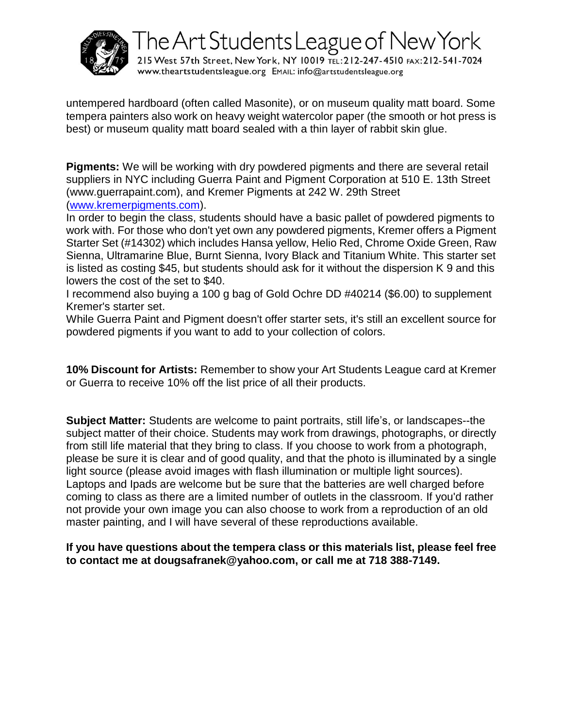untempered hardboard (often called Masonite), or on museum quality matt board. Some tempera painters also work on heavy weight watercolor paper (the smooth or hot press is best) or museum quality matt board sealed with a thin layer of rabbit skin glue.

**Pigments:** We will be working with dry powdered pigments and there are several retail suppliers in NYC including Guerra Paint and Pigment Corporation at 510 E. 13th Street (www.guerrapaint.com), and Kremer Pigments at 242 W. 29th Street (www.kremerpigments.com).
In order to begin the class, students should have a basic pallet of powdered pigments to work with. For those who don't yet own any powdered pigments, Kremer offers a Pigment Starter Set (#14302) which includes Hansa yellow, Helio Red, Chrome Oxide Green, Raw Sienna, Ultramarine Blue, Burnt Sienna, Ivory Black and Titanium White. This starter set is listed as costing $45, but students should ask for it without the dispersion K 9 and this lowers the cost of the set to $40.
I recommend also buying a 100 g bag of Gold Ochre DD #40214 ($6.00) to supplement Kremer's starter set.
While Guerra Paint and Pigment doesn't offer starter sets, it's still an excellent source for powdered pigments if you want to add to your collection of colors.

**10% Discount for Artists:** Remember to show your Art Students League card at Kremer or Guerra to receive 10% off the list price of all their products.

**Subject Matter:** Students are welcome to paint portraits, still life's, or landscapes--the subject matter of their choice. Students may work from drawings, photographs, or directly from still life material that they bring to class. If you choose to work from a photograph, please be sure it is clear and of good quality, and that the photo is illuminated by a single light source (please avoid images with flash illumination or multiple light sources). Laptops and Ipads are welcome but be sure that the batteries are well charged before coming to class as there are a limited number of outlets in the classroom. If you'd rather not provide your own image you can also choose to work from a reproduction of an old master painting, and I will have several of these reproductions available.

**If you have questions about the tempera class or this materials list, please feel free to contact me at dougsafranek@yahoo.com, or call me at 718 388-7149.**